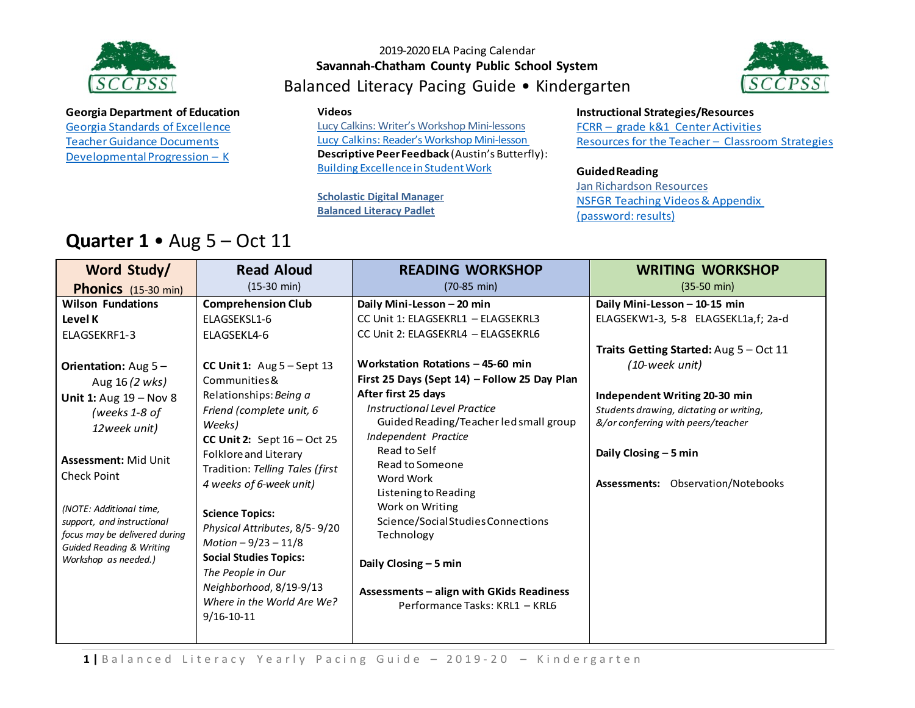2019-2020 ELA Pacing Calendar

**Savannah-Chatham County Public School System**

# Balanced Literacy Pacing Guide • Kindergarten

**Georgia Department of Education**

Georgia Standards of Excellence
Teacher Guidance Documents
Developmental Progression – K

**Videos**

Lucy Calkins: Writer's Workshop Mini-lessons
Lucy Calkins: Reader's Workshop Mini-lesson
**Descriptive Peer Feedback** (Austin's Butterfly):
Building Excellence in Student Work

**Scholastic Digital Manager**
**Balanced Literacy Padlet**

**Instructional Strategies/Resources**

FCRR – grade k&1 Center Activities
Resources for the Teacher – Classroom Strategies

**Guided Reading**

Jan Richardson Resources
NSFGR Teaching Videos & Appendix (password: results)

## Quarter 1 • Aug 5 – Oct 11

| Word Study/ Phonics (15-30 min) | Read Aloud (15-30 min) | READING WORKSHOP (70-85 min) | WRITING WORKSHOP (35-50 min) |
|---|---|---|---|
| **Wilson Fundations Level K**<br>ELAGSEKRF1-3<br><br>**Orientation:** Aug 5 – Aug 16 *(2 wks)*<br>**Unit 1:** Aug 19 – Nov 8 *(weeks 1-8 of 12week unit)*<br><br>**Assessment:** Mid Unit Check Point<br><br>*(NOTE: Additional time, support, and instructional focus may be delivered during Guided Reading & Writing Workshop as needed.)* | **Comprehension Club**<br>ELAGSEKSL1-6<br>ELAGSEKL4-6<br><br>**CC Unit 1:** Aug 5 – Sept 13 Communities & Relationships: *Being a Friend (complete unit, 6 Weeks)*<br>**CC Unit 2:** Sept 16 – Oct 25 Folklore and Literary Tradition: *Telling Tales (first 4 weeks of 6-week unit)*<br><br>**Science Topics:**<br>*Physical Attributes*, 8/5- 9/20<br>*Motion* – 9/23 – 11/8<br>**Social Studies Topics:**<br>*The People in Our Neighborhood*, 8/19-9/13<br>*Where in the World Are We?* 9/16-10-11 | **Daily Mini-Lesson – 20 min**<br>CC Unit 1: ELAGSEKRL1 – ELAGSEKRL3<br>CC Unit 2: ELAGSEKRL4 – ELAGSEKRL6<br><br>**Workstation Rotations – 45-60 min**<br>**First 25 Days (Sept 14) – Follow 25 Day Plan**<br>**After first 25 days**<br>*Instructional Level Practice*<br>Guided Reading/Teacher led small group<br>*Independent Practice*<br>Read to Self<br>Read to Someone<br>Word Work<br>Listening to Reading<br>Work on Writing<br>Science/Social Studies Connections<br>Technology<br><br>**Daily Closing – 5 min**<br><br>**Assessments – align with GKids Readiness**<br>Performance Tasks: KRL1 – KRL6 | **Daily Mini-Lesson – 10-15 min**<br>ELAGSEKW1-3, 5-8 ELAGSEKL1a,f; 2a-d<br><br>**Traits Getting Started:** Aug 5 – Oct 11 *(10-week unit)*<br><br>**Independent Writing 20-30 min**<br>*Students drawing, dictating or writing, &/or conferring with peers/teacher*<br><br>**Daily Closing – 5 min**<br><br>**Assessments:** Observation/Notebooks |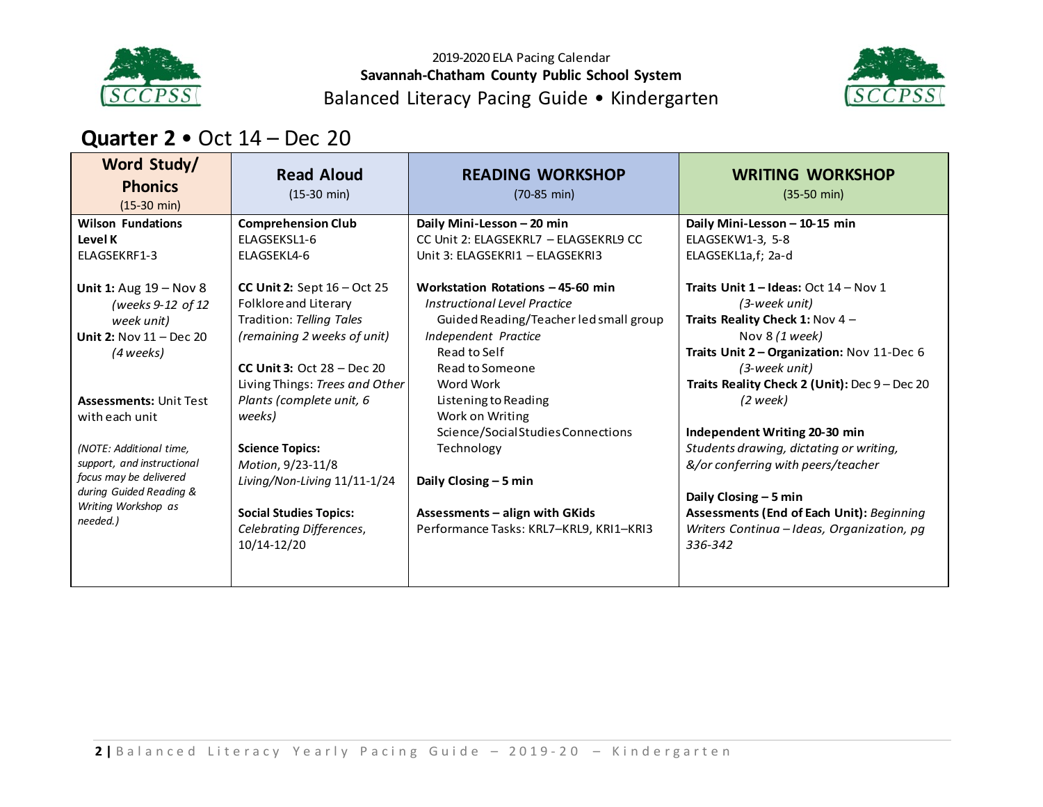2019-2020 ELA Pacing Calendar

**Savannah-Chatham County Public School System**

Balanced Literacy Pacing Guide • Kindergarten

## **Quarter 2** • Oct 14 – Dec 20

| **Word Study/ Phonics** (15-30 min) | **Read Aloud** (15-30 min) | **READING WORKSHOP** (70-85 min) | **WRITING WORKSHOP** (35-50 min) |
|---|---|---|---|
| **Wilson Fundations Level K**<br>ELAGSEKRF1-3<br><br>**Unit 1:** Aug 19 – Nov 8 *(weeks 9-12 of 12 week unit)*<br>**Unit 2:** Nov 11 – Dec 20 *(4 weeks)*<br><br>**Assessments:** Unit Test with each unit<br><br>*(NOTE: Additional time, support, and instructional focus may be delivered during Guided Reading & Writing Workshop as needed.)* | **Comprehension Club**<br>ELAGSEKSL1-6<br>ELAGSEKL4-6<br><br>**CC Unit 2:** Sept 16 – Oct 25 Folklore and Literary Tradition: *Telling Tales (remaining 2 weeks of unit)*<br><br>**CC Unit 3:** Oct 28 – Dec 20 Living Things: *Trees and Other Plants (complete unit, 6 weeks)*<br><br>**Science Topics:**<br>*Motion*, 9/23-11/8<br>*Living/Non-Living* 11/11-1/24<br><br>**Social Studies Topics:**<br>*Celebrating Differences*, 10/14-12/20 | **Daily Mini-Lesson – 20 min**<br>CC Unit 2: ELAGSEKRL7 – ELAGSEKRL9 CC<br>Unit 3: ELAGSEKRI1 – ELAGSEKRI3<br><br>**Workstation Rotations – 45-60 min**<br>*Instructional Level Practice*<br>Guided Reading/Teacher led small group<br>*Independent Practice*<br>Read to Self<br>Read to Someone<br>Word Work<br>Listening to Reading<br>Work on Writing<br>Science/Social Studies Connections<br>Technology<br><br>**Daily Closing – 5 min**<br><br>**Assessments – align with GKids**<br>Performance Tasks: KRL7–KRL9, KRI1–KRI3 | **Daily Mini-Lesson – 10-15 min**<br>ELAGSEKW1-3, 5-8<br>ELAGSEKL1a,f; 2a-d<br><br>**Traits Unit 1 – Ideas:** Oct 14 – Nov 1 *(3-week unit)*<br>**Traits Reality Check 1:** Nov 4 – Nov 8 *(1 week)*<br>**Traits Unit 2 – Organization:** Nov 11-Dec 6 *(3-week unit)*<br>**Traits Reality Check 2 (Unit):** Dec 9 – Dec 20 *(2 week)*<br><br>**Independent Writing 20-30 min**<br>*Students drawing, dictating or writing, &/or conferring with peers/teacher*<br><br>**Daily Closing – 5 min**<br>**Assessments (End of Each Unit):** *Beginning Writers Continua – Ideas, Organization, pg 336-342* |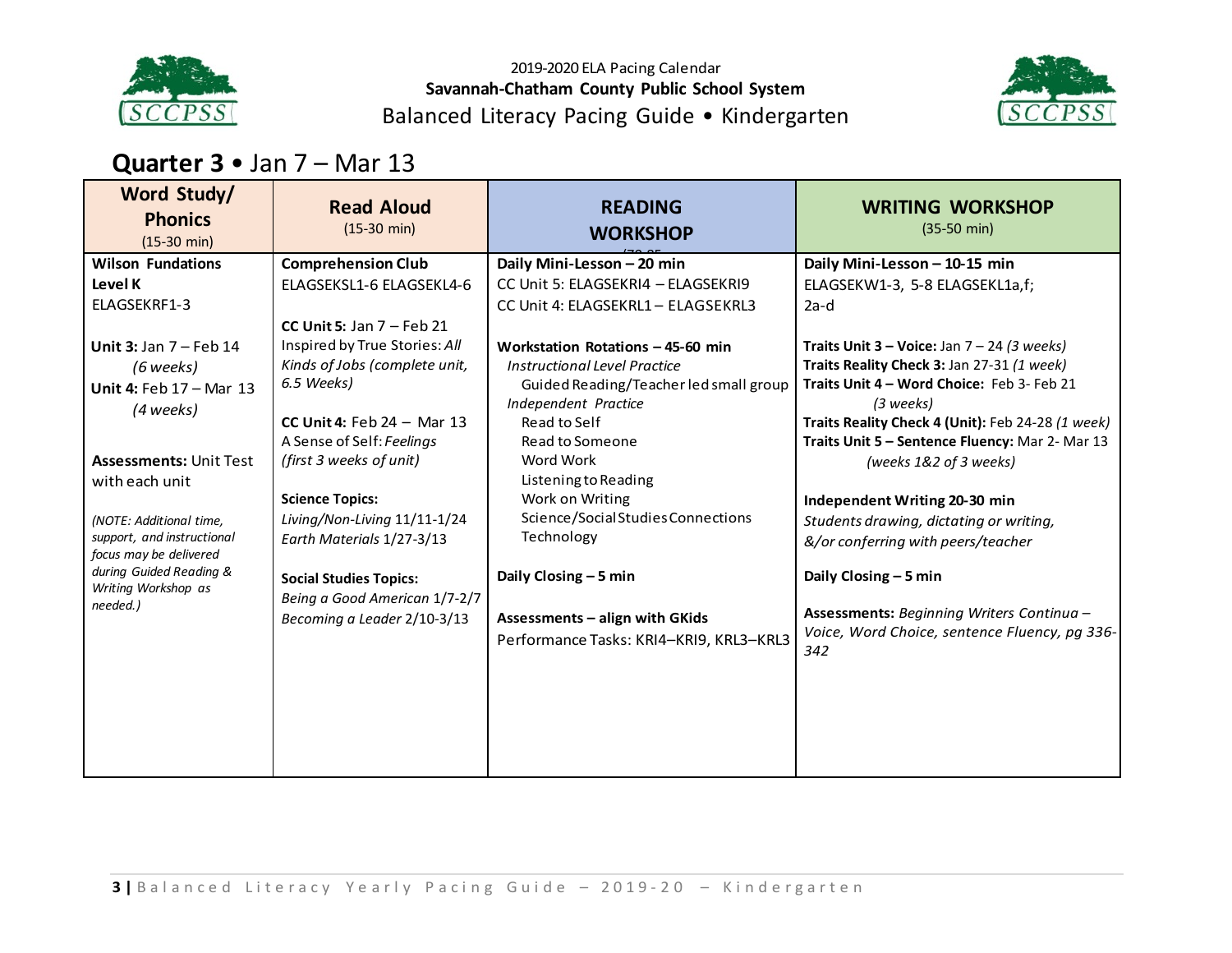2019-2020 ELA Pacing Calendar
**Savannah-Chatham County Public School System**
Balanced Literacy Pacing Guide • Kindergarten

## Quarter 3 • Jan 7 – Mar 13

| Word Study/ Phonics (15-30 min) | Read Aloud (15-30 min) | READING WORKSHOP (70-85 min) | WRITING WORKSHOP (35-50 min) |
|---|---|---|---|
| **Wilson Fundations Level K**<br>ELAGSEKRF1-3<br><br>**Unit 3:** Jan 7 – Feb 14 *(6 weeks)*<br>**Unit 4:** Feb 17 – Mar 13 *(4 weeks)*<br><br>**Assessments:** Unit Test with each unit<br><br>*(NOTE: Additional time, support, and instructional focus may be delivered during Guided Reading & Writing Workshop as needed.)* | **Comprehension Club**<br>ELAGSEKSL1-6 ELAGSEKL4-6<br><br>**CC Unit 5:** Jan 7 – Feb 21<br>Inspired by True Stories: *All Kinds of Jobs (complete unit, 6.5 Weeks)*<br><br>**CC Unit 4:** Feb 24 – Mar 13<br>A Sense of Self: *Feelings (first 3 weeks of unit)*<br><br>**Science Topics:**<br>*Living/Non-Living* 11/11-1/24<br>*Earth Materials* 1/27-3/13<br><br>**Social Studies Topics:**<br>*Being a Good American* 1/7-2/7<br>*Becoming a Leader* 2/10-3/13 | **Daily Mini-Lesson – 20 min**<br>CC Unit 5: ELAGSEKRI4 – ELAGSEKRI9<br>CC Unit 4: ELAGSEKRL1 – ELAGSEKRL3<br><br>**Workstation Rotations – 45-60 min**<br>*Instructional Level Practice*<br>Guided Reading/Teacher led small group<br>*Independent Practice*<br>Read to Self<br>Read to Someone<br>Word Work<br>Listening to Reading<br>Work on Writing<br>Science/Social Studies Connections<br>Technology<br><br>**Daily Closing – 5 min**<br><br>**Assessments – align with GKids**<br>Performance Tasks: KRI4–KRI9, KRL3–KRL3 | **Daily Mini-Lesson – 10-15 min**<br>ELAGSEKW1-3, 5-8 ELAGSEKL1a,f; 2a-d<br><br>**Traits Unit 3 – Voice:** Jan 7 – 24 *(3 weeks)*<br>**Traits Reality Check 3:** Jan 27-31 *(1 week)*<br>**Traits Unit 4 – Word Choice:** Feb 3- Feb 21 *(3 weeks)*<br>**Traits Reality Check 4 (Unit):** Feb 24-28 *(1 week)*<br>**Traits Unit 5 – Sentence Fluency:** Mar 2- Mar 13 *(weeks 1&2 of 3 weeks)*<br><br>**Independent Writing 20-30 min**<br>*Students drawing, dictating or writing, &/or conferring with peers/teacher*<br><br>**Daily Closing – 5 min**<br><br>**Assessments:** *Beginning Writers Continua – Voice, Word Choice, sentence Fluency, pg 336-342* |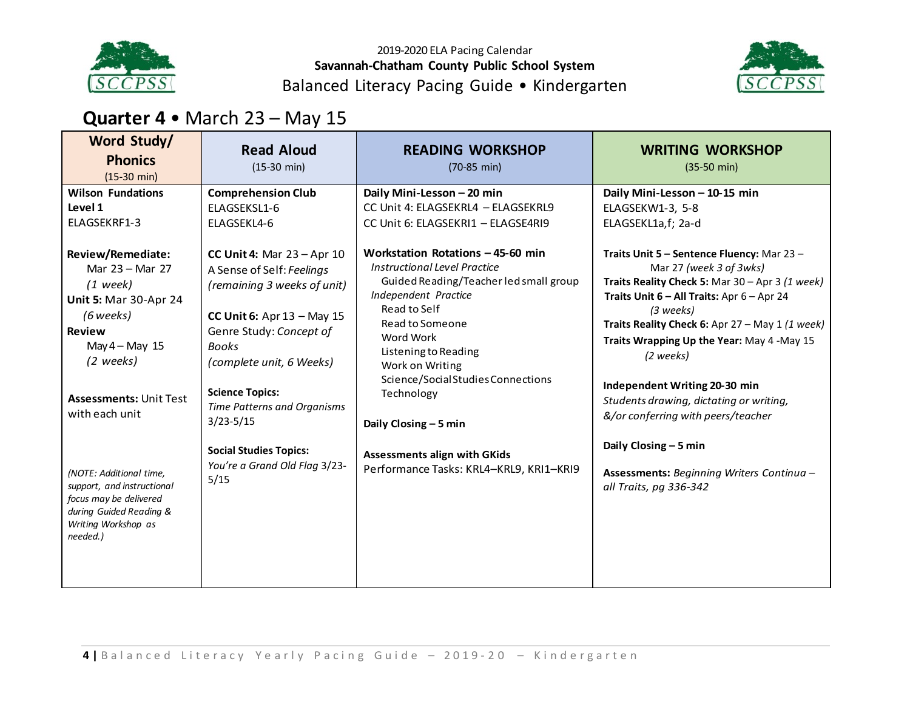2019-2020 ELA Pacing Calendar
**Savannah-Chatham County Public School System**
Balanced Literacy Pacing Guide • Kindergarten

## **Quarter 4** • March 23 – May 15

| **Word Study/ Phonics** (15-30 min) | **Read Aloud** (15-30 min) | **READING WORKSHOP** (70-85 min) | **WRITING WORKSHOP** (35-50 min) |
|---|---|---|---|
| **Wilson Fundations Level 1**<br>ELAGSEKRF1-3<br><br>**Review/Remediate:** Mar 23 – Mar 27 *(1 week)*<br>**Unit 5:** Mar 30-Apr 24 *(6 weeks)*<br>**Review** May 4 – May 15 *(2 weeks)*<br><br>**Assessments:** Unit Test with each unit<br><br>*(NOTE: Additional time, support, and instructional focus may be delivered during Guided Reading & Writing Workshop as needed.)* | **Comprehension Club**<br>ELAGSEKSL1-6<br>ELAGSEKL4-6<br><br>**CC Unit 4:** Mar 23 – Apr 10<br>A Sense of Self: *Feelings* *(remaining 3 weeks of unit)*<br><br>**CC Unit 6:** Apr 13 – May 15<br>Genre Study: *Concept of Books* *(complete unit, 6 Weeks)*<br><br>**Science Topics:**<br>*Time Patterns and Organisms* 3/23-5/15<br><br>**Social Studies Topics:**<br>*You're a Grand Old Flag* 3/23-5/15 | **Daily Mini-Lesson – 20 min**<br>CC Unit 4: ELAGSEKRL4 – ELAGSEKRL9<br>CC Unit 6: ELAGSEKRI1 – ELAGSE4RI9<br><br>**Workstation Rotations – 45-60 min**<br>*Instructional Level Practice*<br>Guided Reading/Teacher led small group<br>*Independent Practice*<br>Read to Self<br>Read to Someone<br>Word Work<br>Listening to Reading<br>Work on Writing<br>Science/Social Studies Connections<br>Technology<br><br>**Daily Closing – 5 min**<br><br>**Assessments align with GKids**<br>Performance Tasks: KRL4–KRL9, KRI1–KRI9 | **Daily Mini-Lesson – 10-15 min**<br>ELAGSEKW1-3, 5-8<br>ELAGSEKL1a,f; 2a-d<br><br>**Traits Unit 5 – Sentence Fluency:** Mar 23 – Mar 27 *(week 3 of 3wks)*<br>**Traits Reality Check 5:** Mar 30 – Apr 3 *(1 week)*<br>**Traits Unit 6 – All Traits:** Apr 6 – Apr 24 *(3 weeks)*<br>**Traits Reality Check 6:** Apr 27 – May 1 *(1 week)*<br>**Traits Wrapping Up the Year:** May 4 -May 15 *(2 weeks)*<br><br>**Independent Writing 20-30 min**<br>*Students drawing, dictating or writing, &/or conferring with peers/teacher*<br><br>**Daily Closing – 5 min**<br><br>**Assessments:** *Beginning Writers Continua – all Traits, pg 336-342* |